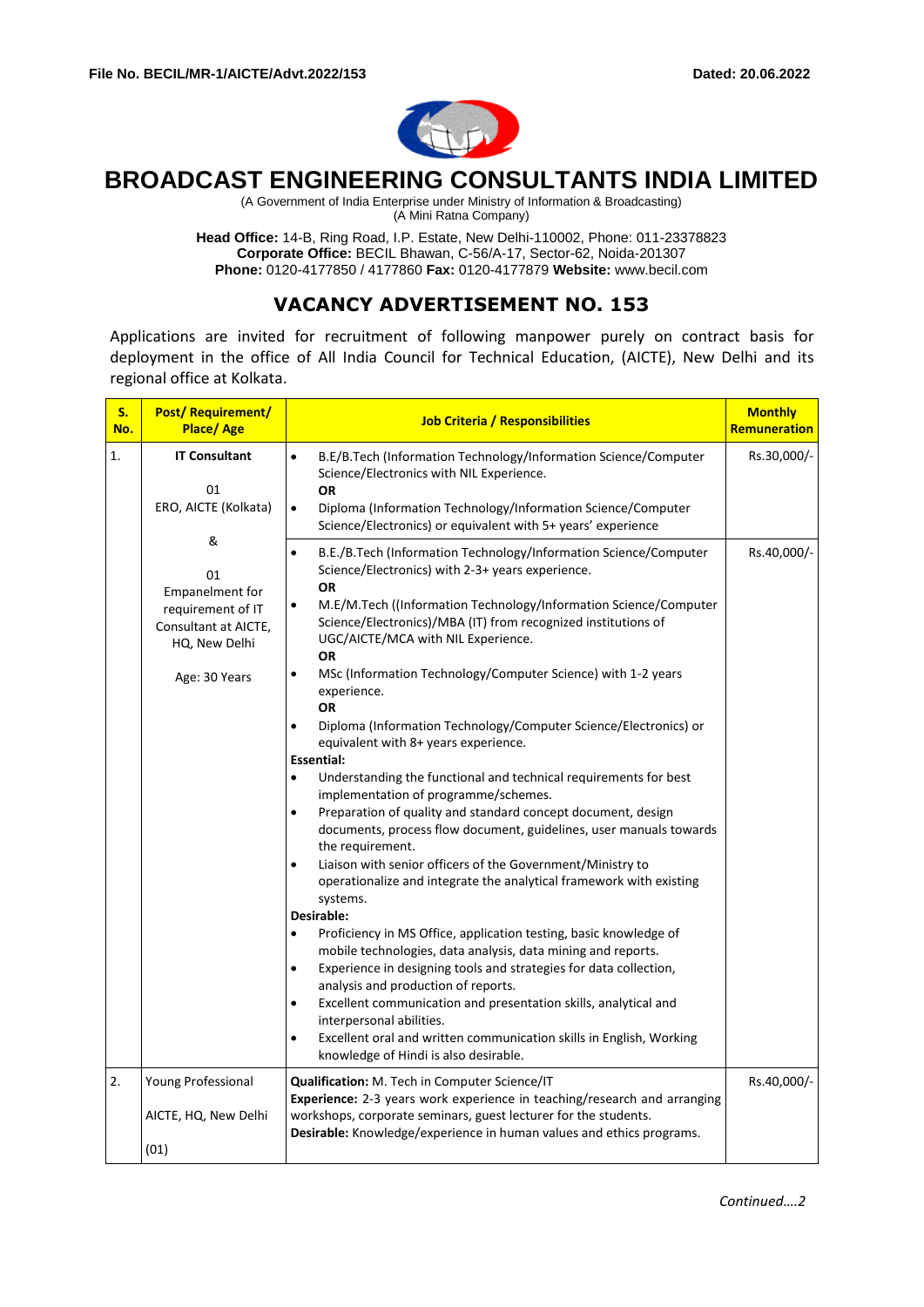**File No. BECIL/MR-1/AICTE/Advt.2022/153** **Dated: 20.06.2022**

# BROADCAST ENGINEERING CONSULTANTS INDIA LIMITED

(A Government of India Enterprise under Ministry of Information & Broadcasting)
(A Mini Ratna Company)

**Head Office:** 14-B, Ring Road, I.P. Estate, New Delhi-110002, Phone: 011-23378823
**Corporate Office:** BECIL Bhawan, C-56/A-17, Sector-62, Noida-201307
**Phone:** 0120-4177850 / 4177860 **Fax:** 0120-4177879 **Website:** www.becil.com

## VACANCY ADVERTISEMENT NO. 153

Applications are invited for recruitment of following manpower purely on contract basis for deployment in the office of All India Council for Technical Education, (AICTE), New Delhi and its regional office at Kolkata.

| S. No. | Post/ Requirement/ Place/ Age | Job Criteria / Responsibilities | Monthly Remuneration |
|---|---|---|---|
| 1. | **IT Consultant**<br><br>01<br>ERO, AICTE (Kolkata)<br><br>&<br><br>01<br>Empanelment for requirement of IT Consultant at AICTE, HQ, New Delhi<br><br>Age: 30 Years | • B.E/B.Tech (Information Technology/Information Science/Computer Science/Electronics with NIL Experience.<br>**OR**<br>• Diploma (Information Technology/Information Science/Computer Science/Electronics) or equivalent with 5+ years' experience | Rs.30,000/- |
| | | • B.E./B.Tech (Information Technology/Information Science/Computer Science/Electronics) with 2-3+ years experience.<br>**OR**<br>• M.E/M.Tech ((Information Technology/Information Science/Computer Science/Electronics)/MBA (IT) from recognized institutions of UGC/AICTE/MCA with NIL Experience.<br>**OR**<br>• MSc (Information Technology/Computer Science) with 1-2 years experience.<br>**OR**<br>• Diploma (Information Technology/Computer Science/Electronics) or equivalent with 8+ years experience.<br>**Essential:**<br>• Understanding the functional and technical requirements for best implementation of programme/schemes.<br>• Preparation of quality and standard concept document, design documents, process flow document, guidelines, user manuals towards the requirement.<br>• Liaison with senior officers of the Government/Ministry to operationalize and integrate the analytical framework with existing systems.<br>**Desirable:**<br>• Proficiency in MS Office, application testing, basic knowledge of mobile technologies, data analysis, data mining and reports.<br>• Experience in designing tools and strategies for data collection, analysis and production of reports.<br>• Excellent communication and presentation skills, analytical and interpersonal abilities.<br>• Excellent oral and written communication skills in English, Working knowledge of Hindi is also desirable. | Rs.40,000/- |
| 2. | Young Professional<br><br>AICTE, HQ, New Delhi<br><br>(01) | **Qualification:** M. Tech in Computer Science/IT<br>**Experience:** 2-3 years work experience in teaching/research and arranging workshops, corporate seminars, guest lecturer for the students.<br>**Desirable:** Knowledge/experience in human values and ethics programs. | Rs.40,000/- |

*Continued….2*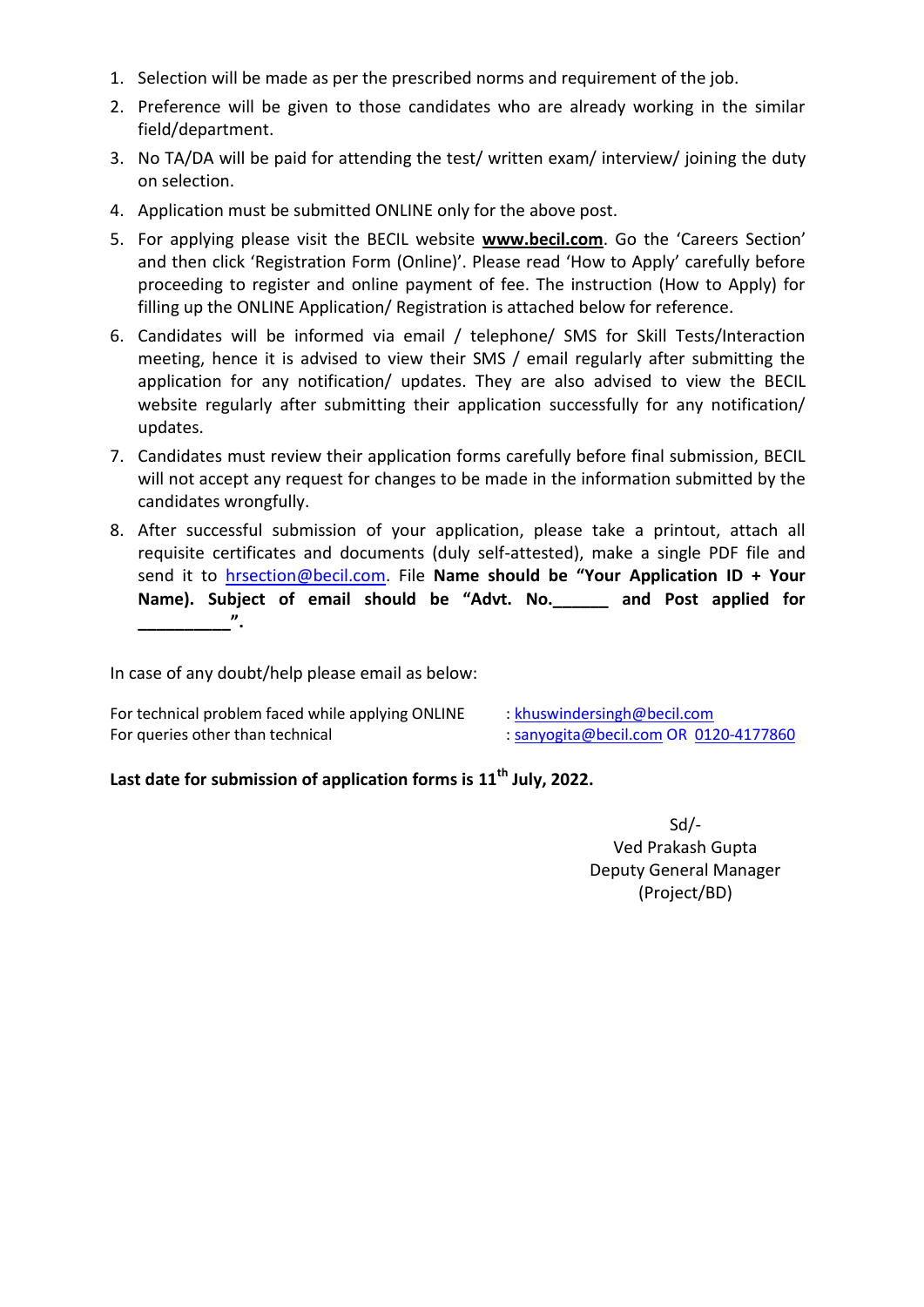1. Selection will be made as per the prescribed norms and requirement of the job.
2. Preference will be given to those candidates who are already working in the similar field/department.
3. No TA/DA will be paid for attending the test/ written exam/ interview/ joining the duty on selection.
4. Application must be submitted ONLINE only for the above post.
5. For applying please visit the BECIL website **www.becil.com**. Go the 'Careers Section' and then click 'Registration Form (Online)'. Please read 'How to Apply' carefully before proceeding to register and online payment of fee. The instruction (How to Apply) for filling up the ONLINE Application/ Registration is attached below for reference.
6. Candidates will be informed via email / telephone/ SMS for Skill Tests/Interaction meeting, hence it is advised to view their SMS / email regularly after submitting the application for any notification/ updates. They are also advised to view the BECIL website regularly after submitting their application successfully for any notification/ updates.
7. Candidates must review their application forms carefully before final submission, BECIL will not accept any request for changes to be made in the information submitted by the candidates wrongfully.
8. After successful submission of your application, please take a printout, attach all requisite certificates and documents (duly self-attested), make a single PDF file and send it to hrsection@becil.com. File **Name should be "Your Application ID + Your Name). Subject of email should be "Advt. No.______ and Post applied for __________".**

In case of any doubt/help please email as below:

For technical problem faced while applying ONLINE : khuswindersingh@becil.com
For queries other than technical : sanyogita@becil.com OR 0120-4177860

**Last date for submission of application forms is 11th July, 2022.**

Sd/-
Ved Prakash Gupta
Deputy General Manager
(Project/BD)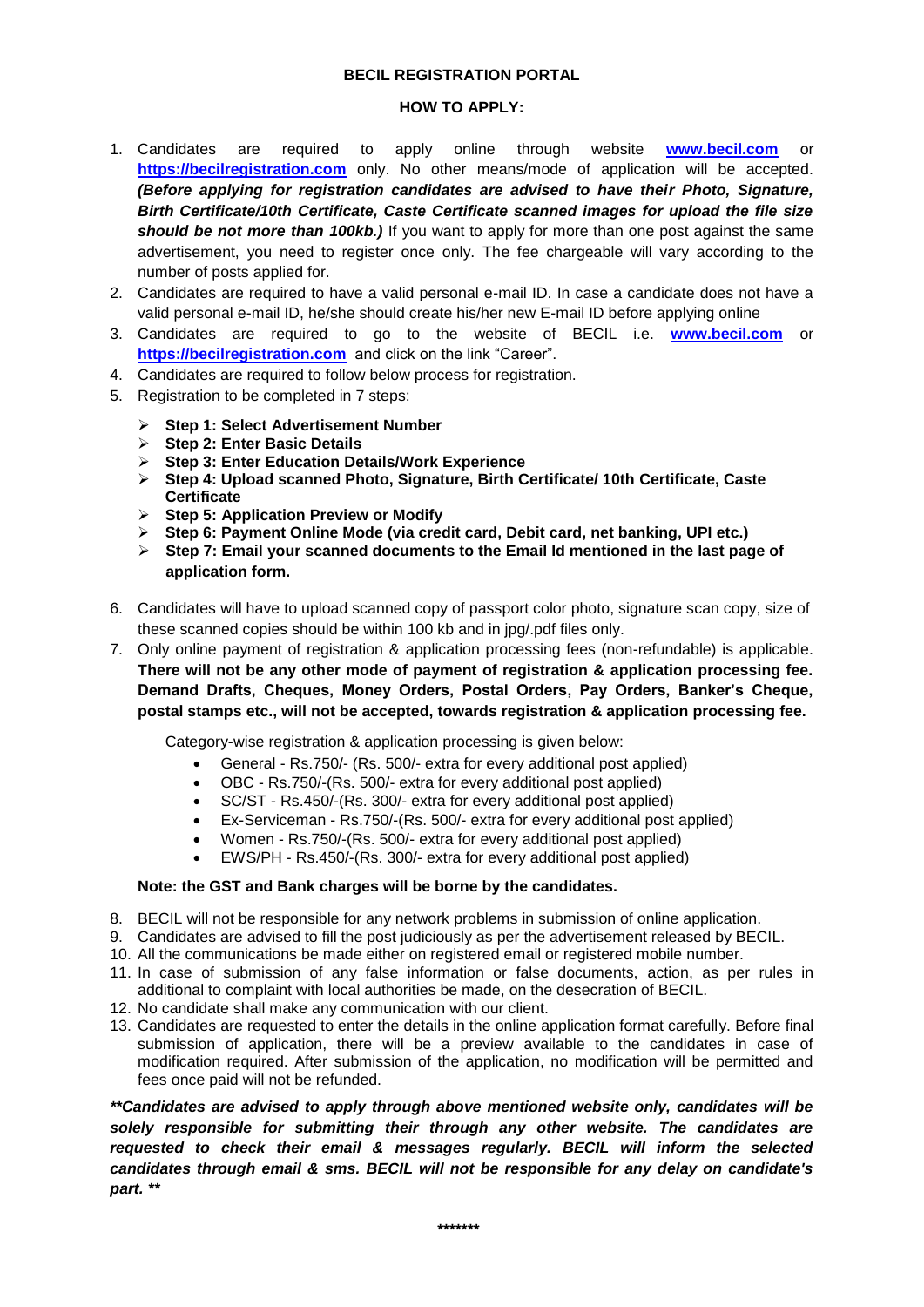**BECIL REGISTRATION PORTAL**

**HOW TO APPLY:**

1. Candidates are required to apply online through website **[www.becil.com](www.becil.com)** or **[https://becilregistration.com](https://becilregistration.com)** only. No other means/mode of application will be accepted. ***(Before applying for registration candidates are advised to have their Photo, Signature, Birth Certificate/10th Certificate, Caste Certificate scanned images for upload the file size should be not more than 100kb.)*** If you want to apply for more than one post against the same advertisement, you need to register once only. The fee chargeable will vary according to the number of posts applied for.
2. Candidates are required to have a valid personal e-mail ID. In case a candidate does not have a valid personal e-mail ID, he/she should create his/her new E-mail ID before applying online
3. Candidates are required to go to the website of BECIL i.e. **[www.becil.com](www.becil.com)** or **[https://becilregistration.com](https://becilregistration.com)** and click on the link "Career".
4. Candidates are required to follow below process for registration.
5. Registration to be completed in 7 steps:
   - **Step 1: Select Advertisement Number**
   - **Step 2: Enter Basic Details**
   - **Step 3: Enter Education Details/Work Experience**
   - **Step 4: Upload scanned Photo, Signature, Birth Certificate/ 10th Certificate, Caste Certificate**
   - **Step 5: Application Preview or Modify**
   - **Step 6: Payment Online Mode (via credit card, Debit card, net banking, UPI etc.)**
   - **Step 7: Email your scanned documents to the Email Id mentioned in the last page of application form.**
6. Candidates will have to upload scanned copy of passport color photo, signature scan copy, size of these scanned copies should be within 100 kb and in jpg/.pdf files only.
7. Only online payment of registration & application processing fees (non-refundable) is applicable. **There will not be any other mode of payment of registration & application processing fee. Demand Drafts, Cheques, Money Orders, Postal Orders, Pay Orders, Banker's Cheque, postal stamps etc., will not be accepted, towards registration & application processing fee.**

   Category-wise registration & application processing is given below:
   - General - Rs.750/- (Rs. 500/- extra for every additional post applied)
   - OBC - Rs.750/-(Rs. 500/- extra for every additional post applied)
   - SC/ST - Rs.450/-(Rs. 300/- extra for every additional post applied)
   - Ex-Serviceman - Rs.750/-(Rs. 500/- extra for every additional post applied)
   - Women - Rs.750/-(Rs. 500/- extra for every additional post applied)
   - EWS/PH - Rs.450/-(Rs. 300/- extra for every additional post applied)

   **Note: the GST and Bank charges will be borne by the candidates.**

8. BECIL will not be responsible for any network problems in submission of online application.
9. Candidates are advised to fill the post judiciously as per the advertisement released by BECIL.
10. All the communications be made either on registered email or registered mobile number.
11. In case of submission of any false information or false documents, action, as per rules in additional to complaint with local authorities be made, on the desecration of BECIL.
12. No candidate shall make any communication with our client.
13. Candidates are requested to enter the details in the online application format carefully. Before final submission of application, there will be a preview available to the candidates in case of modification required. After submission of the application, no modification will be permitted and fees once paid will not be refunded.

***\*\*Candidates are advised to apply through above mentioned website only, candidates will be solely responsible for submitting their through any other website. The candidates are requested to check their email & messages regularly. BECIL will inform the selected candidates through email & sms. BECIL will not be responsible for any delay on candidate's part. \*\****

*******